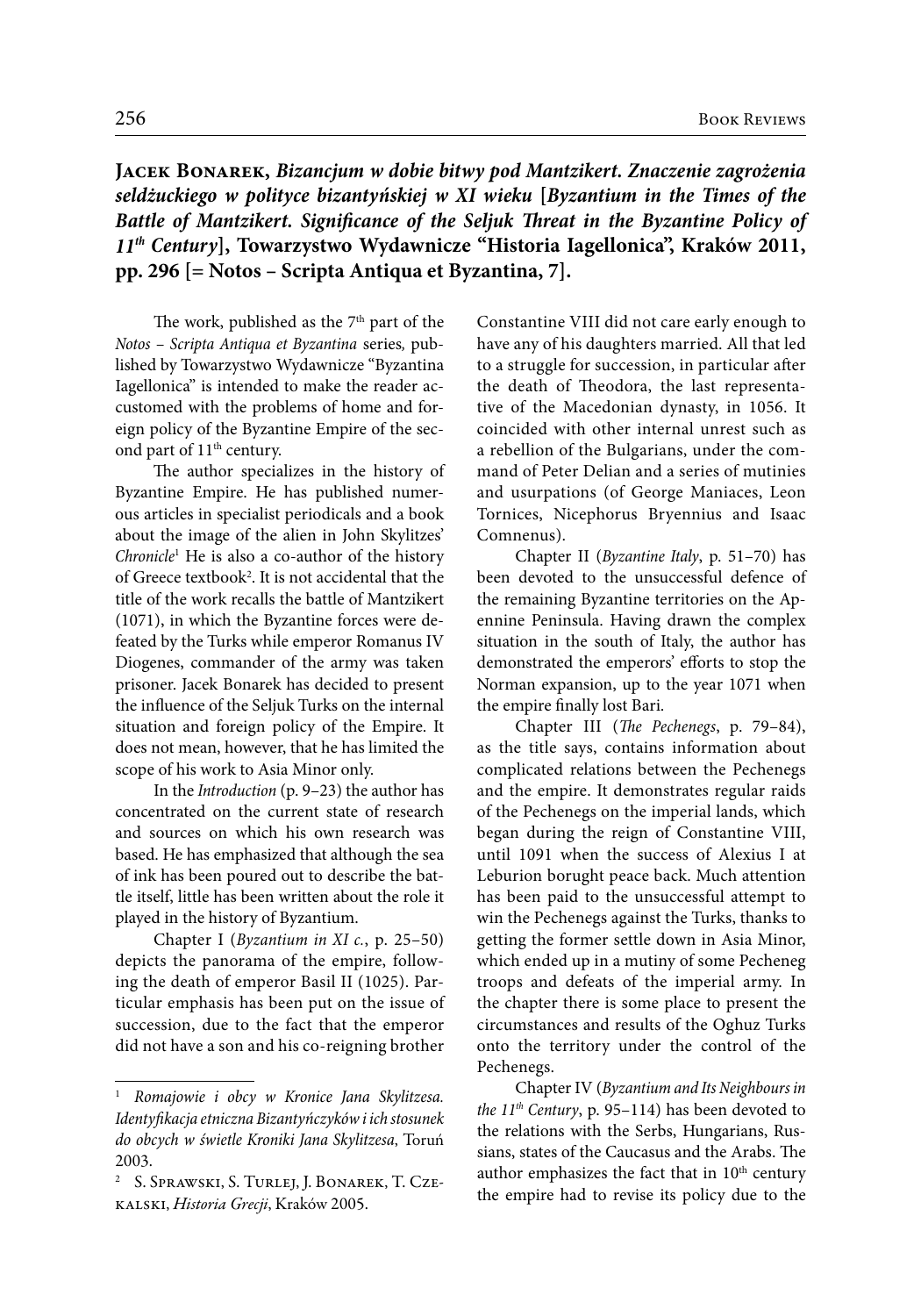**Jacek Bonarek, *Bizancjum w dobie bitwy pod Mantzikert. Znaczenie zagrożenia seldżuckiego w polityce bizantyńskiej w XI wieku* [*Byzantium in the Times of the Battle of Mantzikert. Significance of the Seljuk Threat in the Byzantine Policy of 11th Century*], Towarzystwo Wydawnicze "Historia Iagellonica", Kraków 2011, pp. 296 [= Notos – Scripta Antiqua et Byzantina, 7].**

The work, published as the 7th part of the *Notos – Scripta Antiqua et Byzantina* series, published by Towarzystwo Wydawnicze "Byzantina Iagellonica" is intended to make the reader accustomed with the problems of home and foreign policy of the Byzantine Empire of the second part of 11th century.

The author specializes in the history of Byzantine Empire. He has published numerous articles in specialist periodicals and a book about the image of the alien in John Skylitzes' *Chronicle*[1] He is also a co-author of the history of Greece textbook[2]. It is not accidental that the title of the work recalls the battle of Mantzikert (1071), in which the Byzantine forces were defeated by the Turks while emperor Romanus IV Diogenes, commander of the army was taken prisoner. Jacek Bonarek has decided to present the influence of the Seljuk Turks on the internal situation and foreign policy of the Empire. It does not mean, however, that he has limited the scope of his work to Asia Minor only.

In the *Introduction* (p. 9–23) the author has concentrated on the current state of research and sources on which his own research was based. He has emphasized that although the sea of ink has been poured out to describe the battle itself, little has been written about the role it played in the history of Byzantium.

Chapter I (*Byzantium in XI c.*, p. 25–50) depicts the panorama of the empire, following the death of emperor Basil II (1025). Particular emphasis has been put on the issue of succession, due to the fact that the emperor did not have a son and his co-reigning brother Constantine VIII did not care early enough to have any of his daughters married. All that led to a struggle for succession, in particular after the death of Theodora, the last representative of the Macedonian dynasty, in 1056. It coincided with other internal unrest such as a rebellion of the Bulgarians, under the command of Peter Delian and a series of mutinies and usurpations (of George Maniaces, Leon Tornices, Nicephorus Bryennius and Isaac Comnenus).

Chapter II (*Byzantine Italy*, p. 51–70) has been devoted to the unsuccessful defence of the remaining Byzantine territories on the Apennine Peninsula. Having drawn the complex situation in the south of Italy, the author has demonstrated the emperors' efforts to stop the Norman expansion, up to the year 1071 when the empire finally lost Bari.

Chapter III (*The Pechenegs*, p. 79–84), as the title says, contains information about complicated relations between the Pechenegs and the empire. It demonstrates regular raids of the Pechenegs on the imperial lands, which began during the reign of Constantine VIII, until 1091 when the success of Alexius I at Leburion borught peace back. Much attention has been paid to the unsuccessful attempt to win the Pechenegs against the Turks, thanks to getting the former settle down in Asia Minor, which ended up in a mutiny of some Pecheneg troops and defeats of the imperial army. In the chapter there is some place to present the circumstances and results of the Oghuz Turks onto the territory under the control of the Pechenegs.

Chapter IV (*Byzantium and Its Neighbours in the 11th Century*, p. 95–114) has been devoted to the relations with the Serbs, Hungarians, Russians, states of the Caucasus and the Arabs. The author emphasizes the fact that in 10th century the empire had to revise its policy due to the

---

[1] *Romajowie i obcy w Kronice Jana Skylitzesa. Identyfikacja etniczna Bizantyńczyków i ich stosunek do obcych w świetle Kroniki Jana Skylitzesa*, Toruń 2003.

[2] S. Sprawski, S. Turlej, J. Bonarek, T. Czekalski, *Historia Grecji*, Kraków 2005.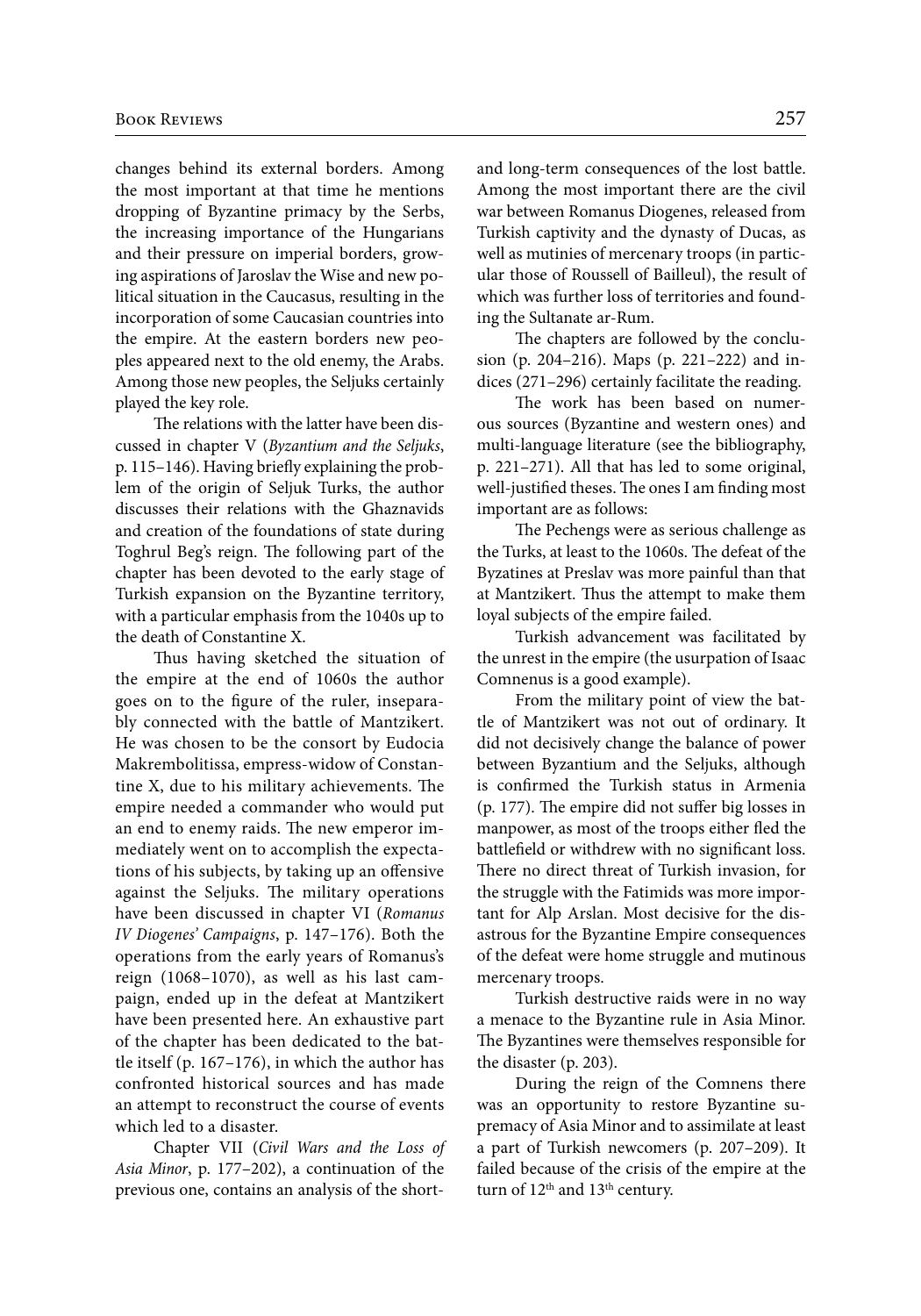changes behind its external borders. Among the most important at that time he mentions dropping of Byzantine primacy by the Serbs, the increasing importance of the Hungarians and their pressure on imperial borders, growing aspirations of Jaroslav the Wise and new political situation in the Caucasus, resulting in the incorporation of some Caucasian countries into the empire. At the eastern borders new peoples appeared next to the old enemy, the Arabs. Among those new peoples, the Seljuks certainly played the key role.

The relations with the latter have been discussed in chapter V (*Byzantium and the Seljuks*, p. 115–146). Having briefly explaining the problem of the origin of Seljuk Turks, the author discusses their relations with the Ghaznavids and creation of the foundations of state during Toghrul Beg's reign. The following part of the chapter has been devoted to the early stage of Turkish expansion on the Byzantine territory, with a particular emphasis from the 1040s up to the death of Constantine X.

Thus having sketched the situation of the empire at the end of 1060s the author goes on to the figure of the ruler, inseparably connected with the battle of Mantzikert. He was chosen to be the consort by Eudocia Makrembolitissa, empress-widow of Constantine X, due to his military achievements. The empire needed a commander who would put an end to enemy raids. The new emperor immediately went on to accomplish the expectations of his subjects, by taking up an offensive against the Seljuks. The military operations have been discussed in chapter VI (*Romanus IV Diogenes' Campaigns*, p. 147–176). Both the operations from the early years of Romanus's reign (1068–1070), as well as his last campaign, ended up in the defeat at Mantzikert have been presented here. An exhaustive part of the chapter has been dedicated to the battle itself (p. 167–176), in which the author has confronted historical sources and has made an attempt to reconstruct the course of events which led to a disaster.

Chapter VII (*Civil Wars and the Loss of Asia Minor*, p. 177–202), a continuation of the previous one, contains an analysis of the short- and long-term consequences of the lost battle. Among the most important there are the civil war between Romanus Diogenes, released from Turkish captivity and the dynasty of Ducas, as well as mutinies of mercenary troops (in particular those of Roussell of Bailleul), the result of which was further loss of territories and founding the Sultanate ar-Rum.

The chapters are followed by the conclusion (p. 204–216). Maps (p. 221–222) and indices (271–296) certainly facilitate the reading.

The work has been based on numerous sources (Byzantine and western ones) and multi-language literature (see the bibliography, p. 221–271). All that has led to some original, well-justified theses. The ones I am finding most important are as follows:

The Pechengs were as serious challenge as the Turks, at least to the 1060s. The defeat of the Byzatines at Preslav was more painful than that at Mantzikert. Thus the attempt to make them loyal subjects of the empire failed.

Turkish advancement was facilitated by the unrest in the empire (the usurpation of Isaac Comnenus is a good example).

From the military point of view the battle of Mantzikert was not out of ordinary. It did not decisively change the balance of power between Byzantium and the Seljuks, although is confirmed the Turkish status in Armenia (p. 177). The empire did not suffer big losses in manpower, as most of the troops either fled the battlefield or withdrew with no significant loss. There no direct threat of Turkish invasion, for the struggle with the Fatimids was more important for Alp Arslan. Most decisive for the disastrous for the Byzantine Empire consequences of the defeat were home struggle and mutinous mercenary troops.

Turkish destructive raids were in no way a menace to the Byzantine rule in Asia Minor. The Byzantines were themselves responsible for the disaster (p. 203).

During the reign of the Comnens there was an opportunity to restore Byzantine supremacy of Asia Minor and to assimilate at least a part of Turkish newcomers (p. 207–209). It failed because of the crisis of the empire at the turn of 12th and 13th century.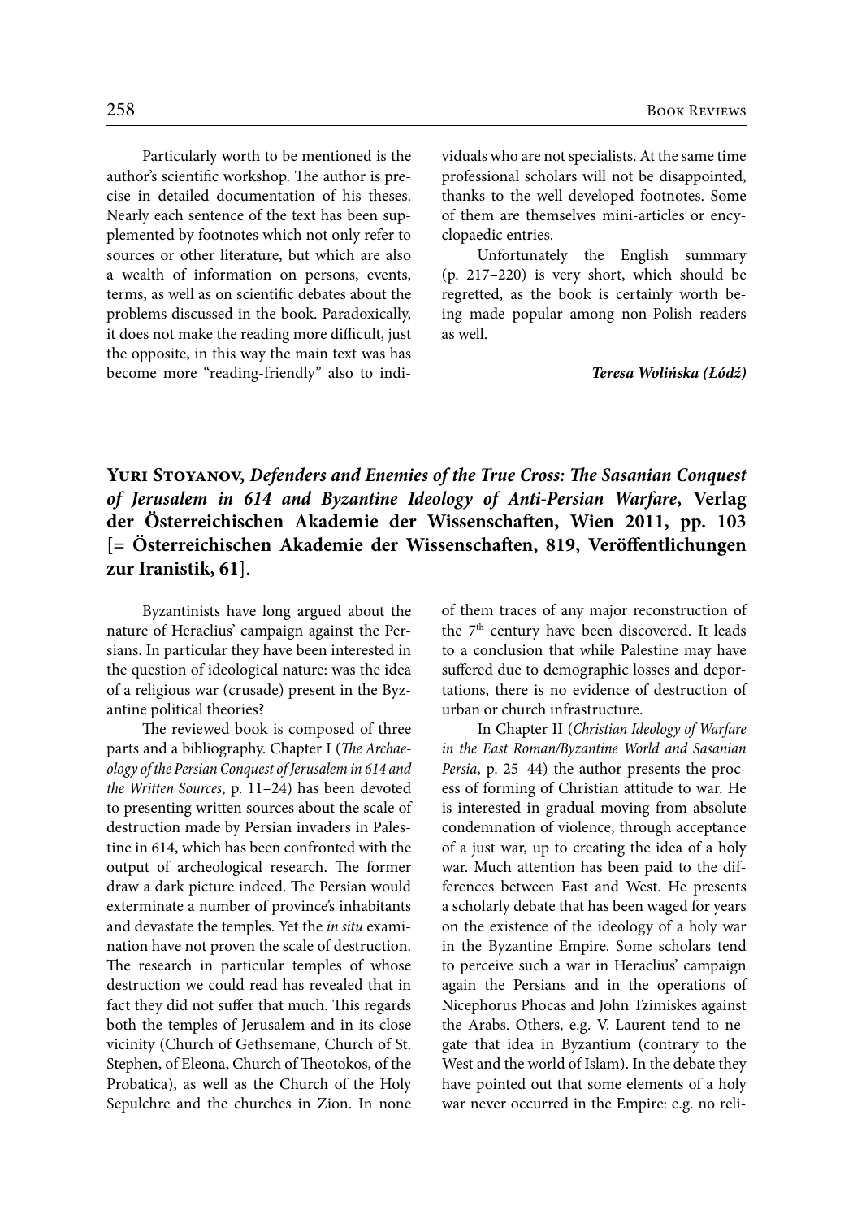Particularly worth to be mentioned is the author's scientific workshop. The author is precise in detailed documentation of his theses. Nearly each sentence of the text has been supplemented by footnotes which not only refer to sources or other literature, but which are also a wealth of information on persons, events, terms, as well as on scientific debates about the problems discussed in the book. Paradoxically, it does not make the reading more difficult, just the opposite, in this way the main text was has become more "reading-friendly" also to individuals who are not specialists. At the same time professional scholars will not be disappointed, thanks to the well-developed footnotes. Some of them are themselves mini-articles or encyclopaedic entries.

Unfortunately the English summary (p. 217–220) is very short, which should be regretted, as the book is certainly worth being made popular among non-Polish readers as well.

***Teresa Wolińska (Łódź)***

## **Yuri Stoyanov, *Defenders and Enemies of the True Cross: The Sasanian Conquest of Jerusalem in 614 and Byzantine Ideology of Anti-Persian Warfare*, Verlag der Österreichischen Akademie der Wissenschaften, Wien 2011, pp. 103 [= Österreichischen Akademie der Wissenschaften, 819, Veröffentlichungen zur Iranistik, 61]**.

Byzantinists have long argued about the nature of Heraclius' campaign against the Persians. In particular they have been interested in the question of ideological nature: was the idea of a religious war (crusade) present in the Byzantine political theories?

The reviewed book is composed of three parts and a bibliography. Chapter I (*The Archaeology of the Persian Conquest of Jerusalem in 614 and the Written Sources*, p. 11–24) has been devoted to presenting written sources about the scale of destruction made by Persian invaders in Palestine in 614, which has been confronted with the output of archeological research. The former draw a dark picture indeed. The Persian would exterminate a number of province's inhabitants and devastate the temples. Yet the *in situ* examination have not proven the scale of destruction. The research in particular temples of whose destruction we could read has revealed that in fact they did not suffer that much. This regards both the temples of Jerusalem and in its close vicinity (Church of Gethsemane, Church of St. Stephen, of Eleona, Church of Theotokos, of the Probatica), as well as the Church of the Holy Sepulchre and the churches in Zion. In none of them traces of any major reconstruction of the 7th century have been discovered. It leads to a conclusion that while Palestine may have suffered due to demographic losses and deportations, there is no evidence of destruction of urban or church infrastructure.

In Chapter II (*Christian Ideology of Warfare in the East Roman/Byzantine World and Sasanian Persia*, p. 25–44) the author presents the process of forming of Christian attitude to war. He is interested in gradual moving from absolute condemnation of violence, through acceptance of a just war, up to creating the idea of a holy war. Much attention has been paid to the differences between East and West. He presents a scholarly debate that has been waged for years on the existence of the ideology of a holy war in the Byzantine Empire. Some scholars tend to perceive such a war in Heraclius' campaign again the Persians and in the operations of Nicephorus Phocas and John Tzimiskes against the Arabs. Others, e.g. V. Laurent tend to negate that idea in Byzantium (contrary to the West and the world of Islam). In the debate they have pointed out that some elements of a holy war never occurred in the Empire: e.g. no reli-